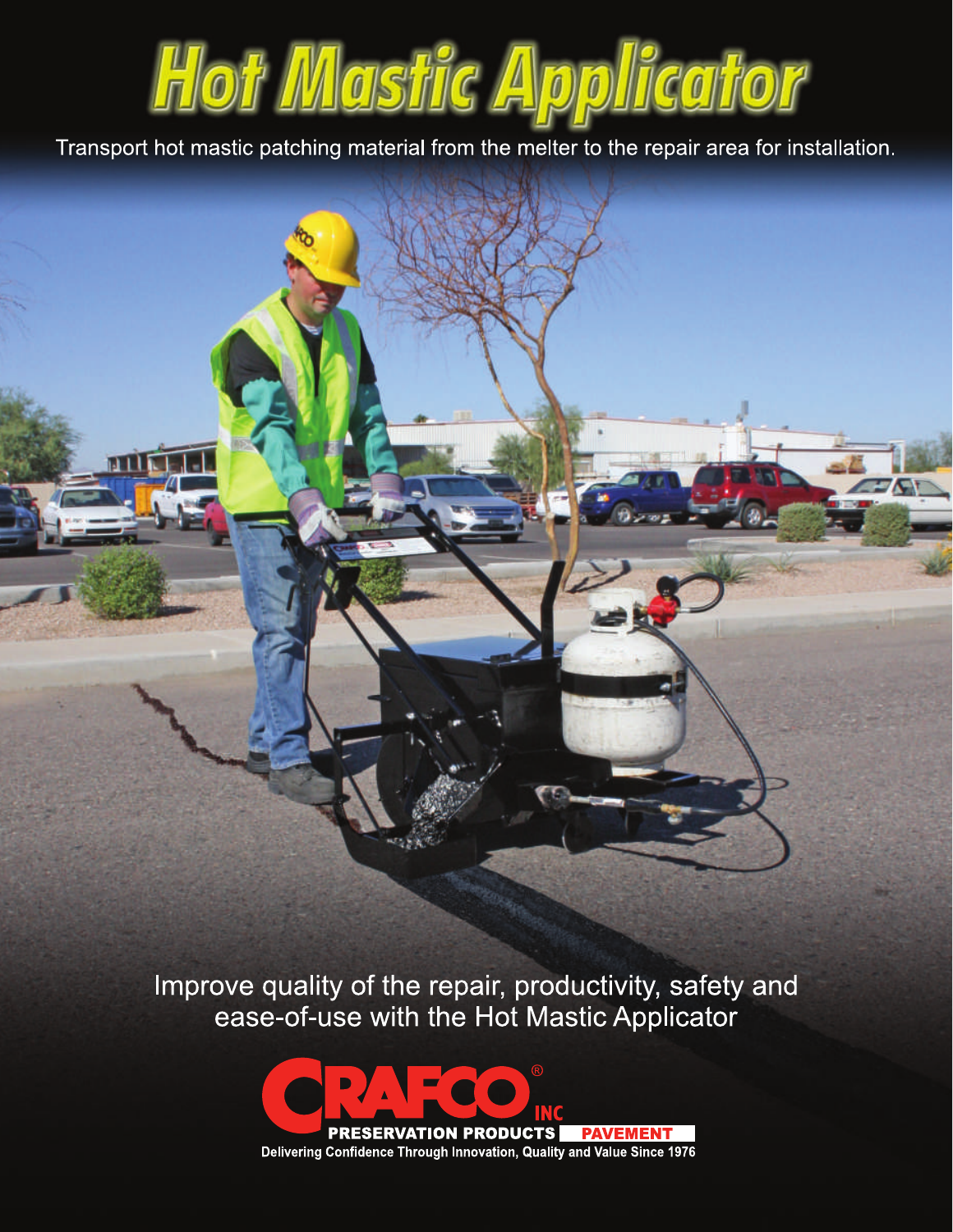# Hot Mastic Applicator

Transport hot mastic patching material from the melter to the repair area for installation.

Improve quality of the repair, productivity, safety and ease-of-use with the Hot Mastic Applicator

CRAFCO® INC

PRESERVATION PRODUCTS PAVEMENT

Delivering Confidence Through Innovation, Quality and Value Since 1976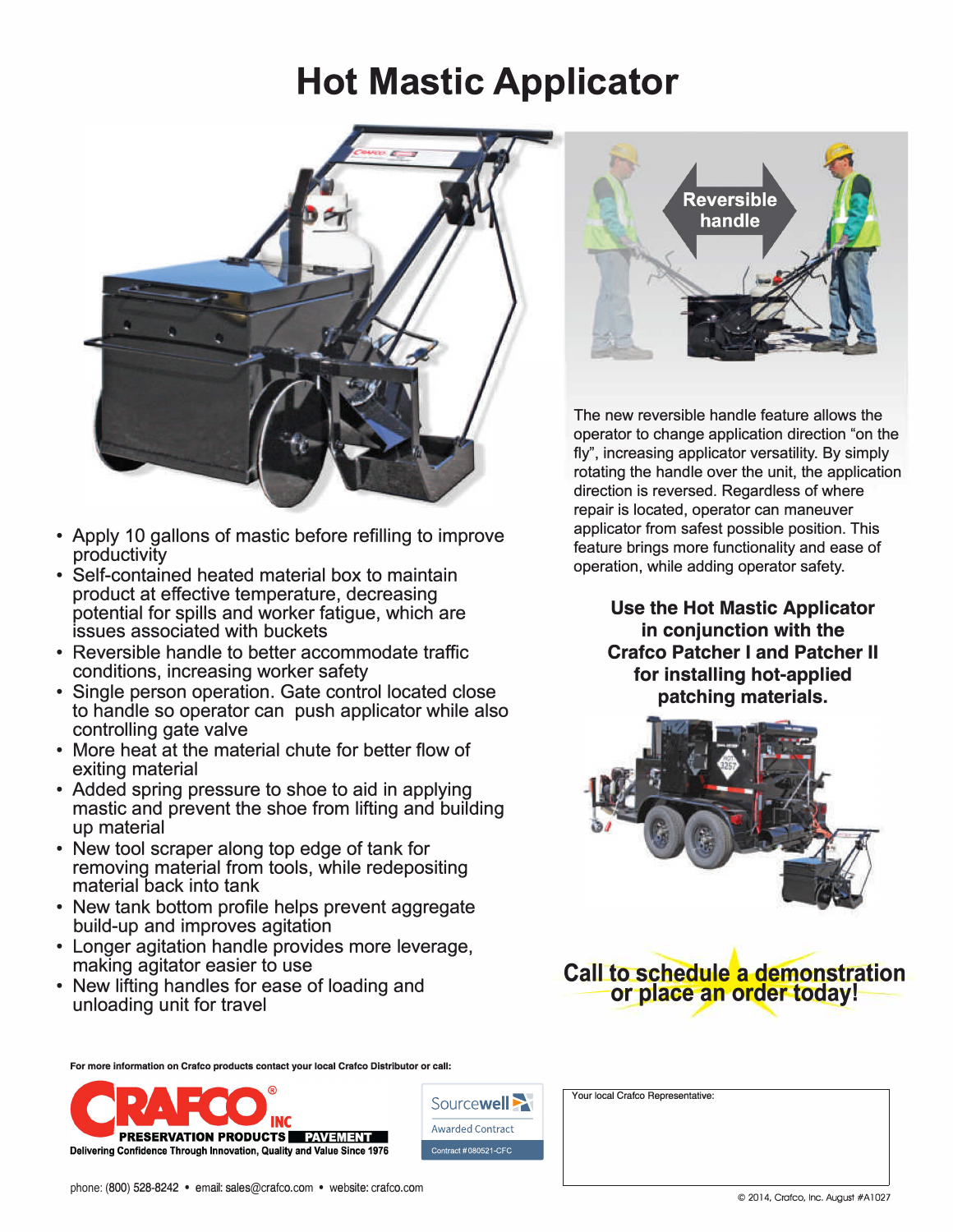# Hot Mastic Applicator

Reversible handle

The new reversible handle feature allows the operator to change application direction "on the fly", increasing applicator versatility. By simply rotating the handle over the unit, the application direction is reversed. Regardless of where repair is located, operator can maneuver applicator from safest possible position. This feature brings more functionality and ease of operation, while adding operator safety.

- Apply 10 gallons of mastic before refilling to improve productivity
- Self-contained heated material box to maintain product at effective temperature, decreasing potential for spills and worker fatigue, which are issues associated with buckets
- Reversible handle to better accommodate traffic conditions, increasing worker safety
- Single person operation. Gate control located close to handle so operator can push applicator while also controlling gate valve
- More heat at the material chute for better flow of exiting material
- Added spring pressure to shoe to aid in applying mastic and prevent the shoe from lifting and building up material
- New tool scraper along top edge of tank for removing material from tools, while redepositing material back into tank
- New tank bottom profile helps prevent aggregate build-up and improves agitation
- Longer agitation handle provides more leverage, making agitator easier to use
- New lifting handles for ease of loading and unloading unit for travel

**Use the Hot Mastic Applicator in conjunction with the Crafco Patcher I and Patcher II for installing hot-applied patching materials.**

**Call to schedule a demonstration or place an order today!**

**For more information on Crafco products contact your local Crafco Distributor or call:**

CRAFCO INC
PRESERVATION PRODUCTS | PAVEMENT
Delivering Confidence Through Innovation, Quality and Value Since 1976

Sourcewell
Awarded Contract
Contract #080521-CFC

Your local Crafco Representative:

phone: (800) 528-8242 • email: sales@crafco.com • website: crafco.com

© 2014, Crafco, Inc. August #A1027